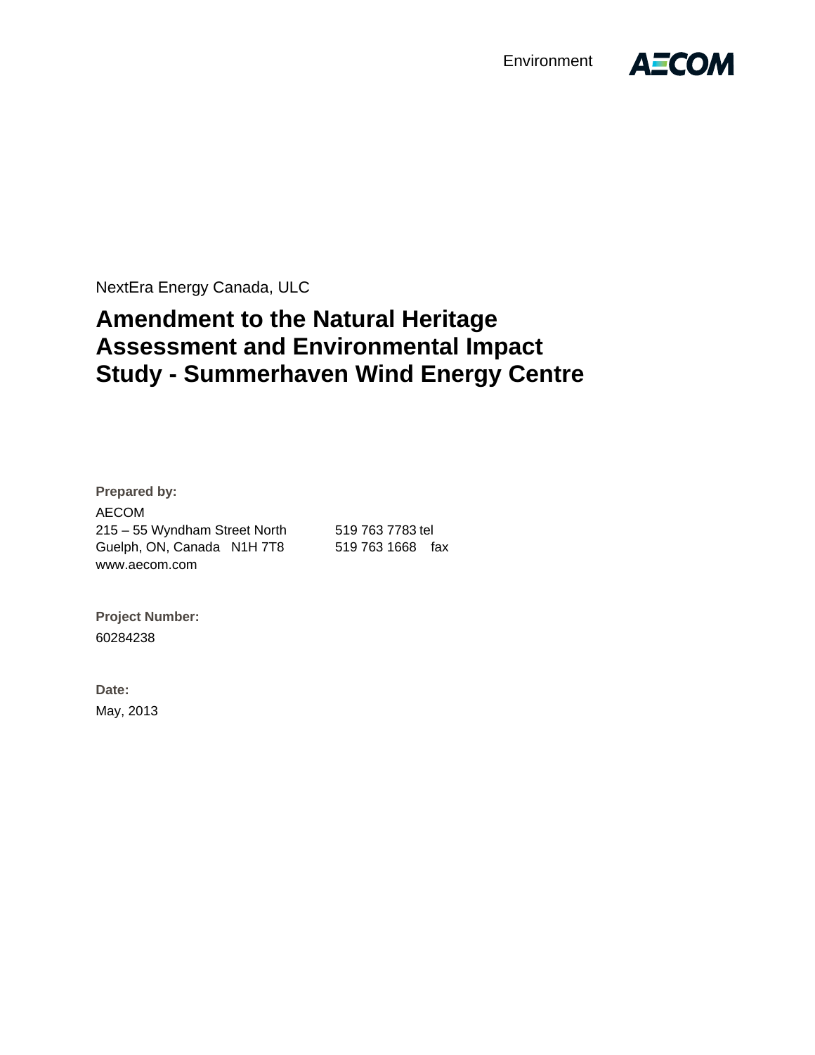Environment AECOM

NextEra Energy Canada, ULC

# Amendment to the Natural Heritage Assessment and Environmental Impact Study - Summerhaven Wind Energy Centre

**Prepared by:**

AECOM
215 – 55 Wyndham Street North
Guelph, ON, Canada N1H 7T8
www.aecom.com

519 763 7783 tel
519 763 1668 fax

**Project Number:**

60284238

**Date:**

May, 2013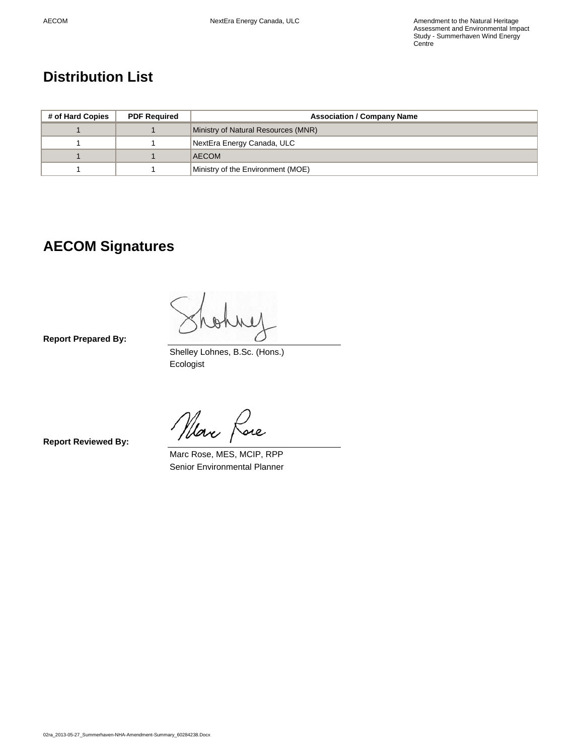# Distribution List

| # of Hard Copies | PDF Required | Association / Company Name |
|---|---|---|
| 1 | 1 | Ministry of Natural Resources (MNR) |
| 1 | 1 | NextEra Energy Canada, ULC |
| 1 | 1 | AECOM |
| 1 | 1 | Ministry of the Environment (MOE) |

# AECOM Signatures

**Report Prepared By:**

Shelley Lohnes, B.Sc. (Hons.)
Ecologist

**Report Reviewed By:**

Marc Rose, MES, MCIP, RPP
Senior Environmental Planner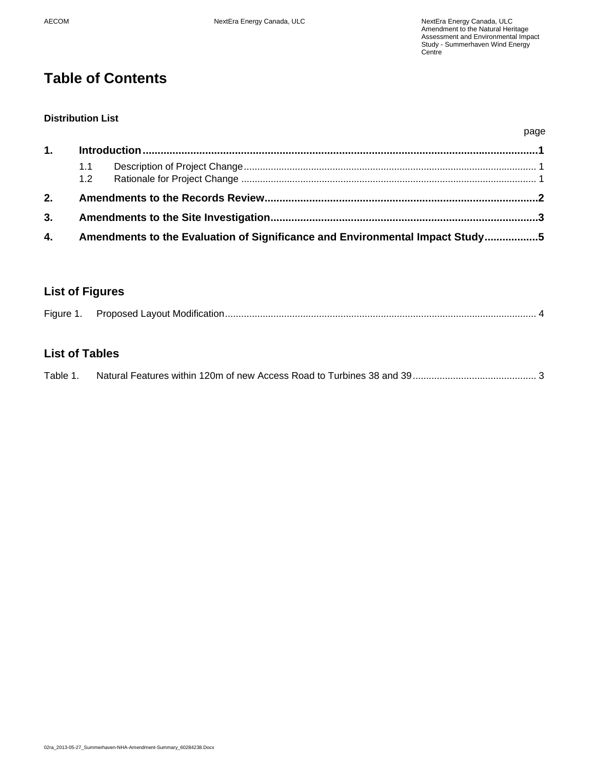# Table of Contents

**Distribution List**

page

**1. Introduction ........................................................................................................................1**

- 1.1 Description of Project Change .......................................................................................... 1
- 1.2 Rationale for Project Change ............................................................................................ 1

**2. Amendments to the Records Review ...........................................................................................2**

**3. Amendments to the Site Investigation .........................................................................................3**

**4. Amendments to the Evaluation of Significance and Environmental Impact Study .................5**

## List of Figures

Figure 1. Proposed Layout Modification ................................................................................................... 4

## List of Tables

Table 1. Natural Features within 120m of new Access Road to Turbines 38 and 39 ............................................. 3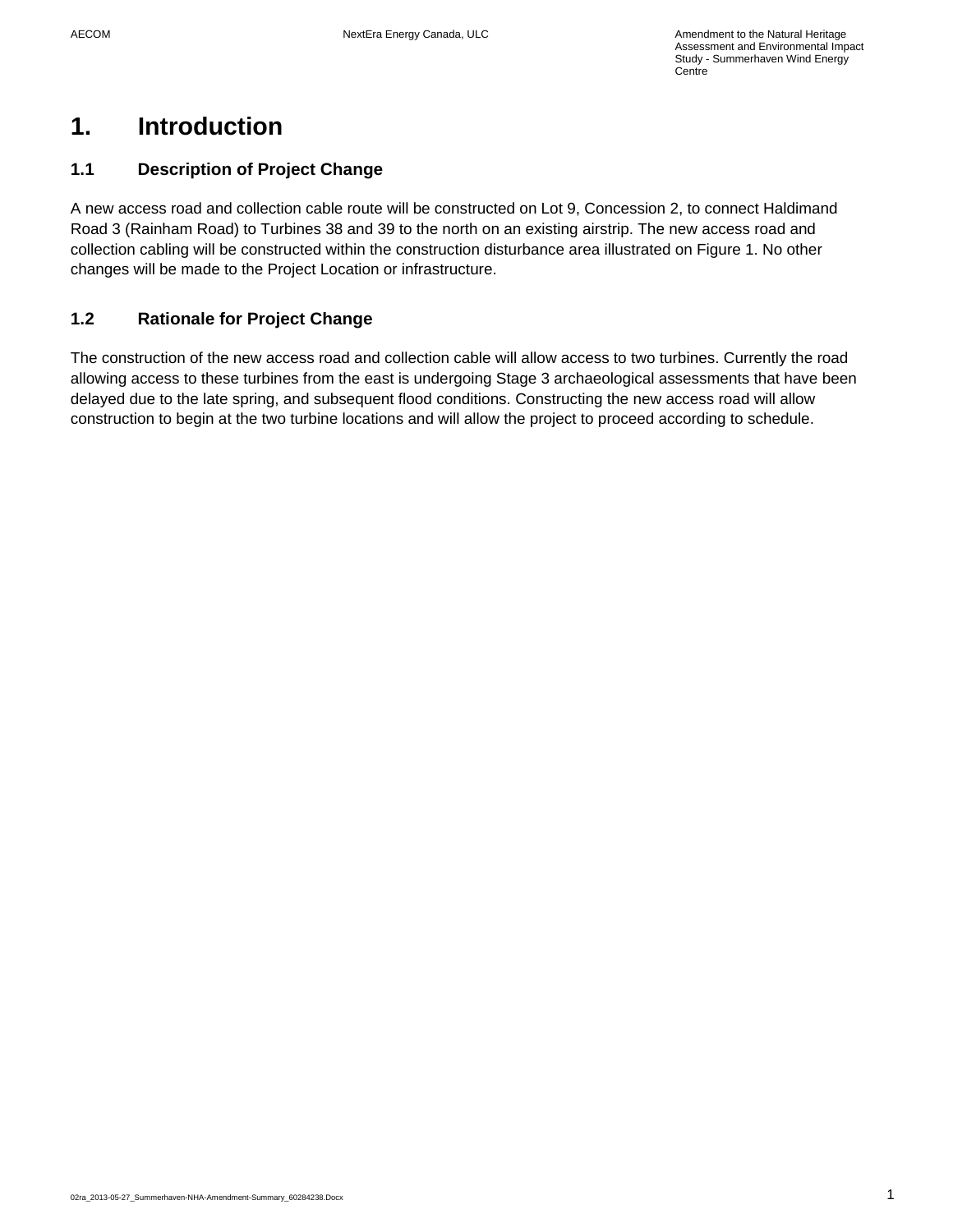# 1. Introduction

## 1.1 Description of Project Change

A new access road and collection cable route will be constructed on Lot 9, Concession 2, to connect Haldimand Road 3 (Rainham Road) to Turbines 38 and 39 to the north on an existing airstrip. The new access road and collection cabling will be constructed within the construction disturbance area illustrated on Figure 1. No other changes will be made to the Project Location or infrastructure.

## 1.2 Rationale for Project Change

The construction of the new access road and collection cable will allow access to two turbines. Currently the road allowing access to these turbines from the east is undergoing Stage 3 archaeological assessments that have been delayed due to the late spring, and subsequent flood conditions. Constructing the new access road will allow construction to begin at the two turbine locations and will allow the project to proceed according to schedule.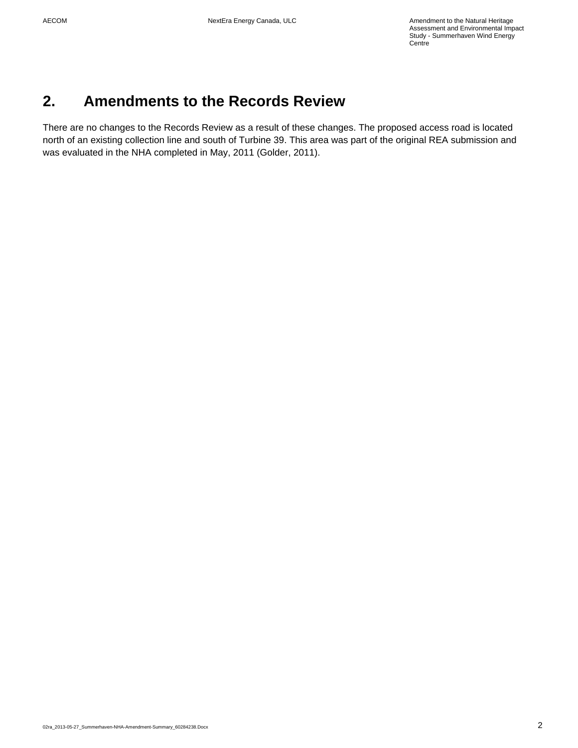# 2. Amendments to the Records Review

There are no changes to the Records Review as a result of these changes. The proposed access road is located north of an existing collection line and south of Turbine 39. This area was part of the original REA submission and was evaluated in the NHA completed in May, 2011 (Golder, 2011).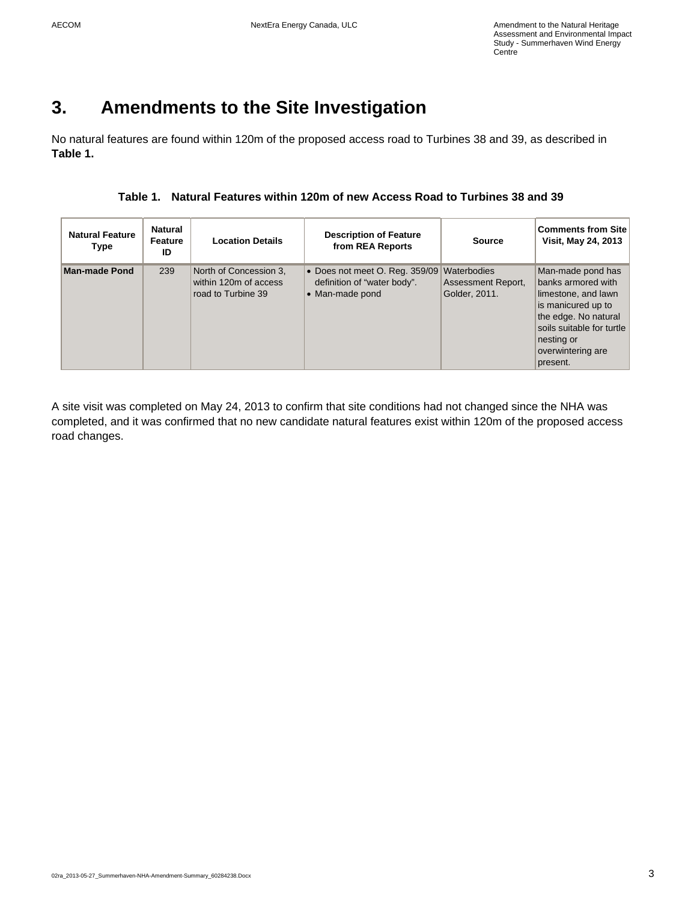# 3. Amendments to the Site Investigation

No natural features are found within 120m of the proposed access road to Turbines 38 and 39, as described in **Table 1.**

**Table 1. Natural Features within 120m of new Access Road to Turbines 38 and 39**

| Natural Feature Type | Natural Feature ID | Location Details | Description of Feature from REA Reports | Source | Comments from Site Visit, May 24, 2013 |
|---|---|---|---|---|---|
| **Man-made Pond** | 239 | North of Concession 3, within 120m of access road to Turbine 39 | • Does not meet O. Reg. 359/09 definition of "water body".<br>• Man-made pond | Waterbodies Assessment Report, Golder, 2011. | Man-made pond has banks armored with limestone, and lawn is manicured up to the edge. No natural soils suitable for turtle nesting or overwintering are present. |

A site visit was completed on May 24, 2013 to confirm that site conditions had not changed since the NHA was completed, and it was confirmed that no new candidate natural features exist within 120m of the proposed access road changes.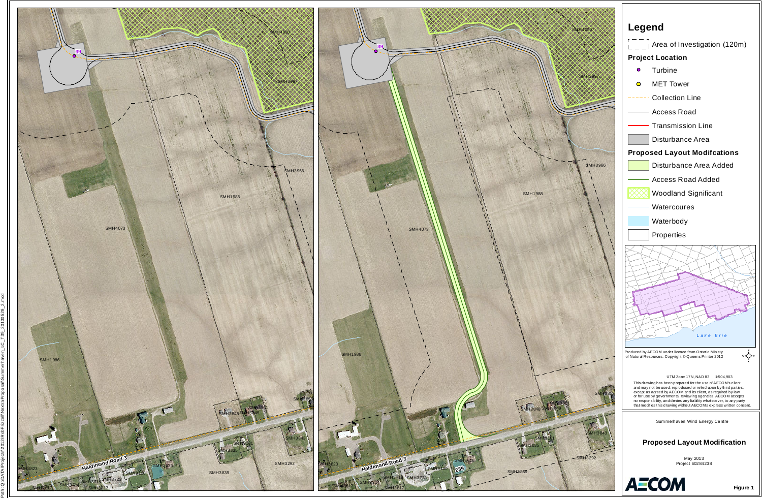## Legend

- Area of Investigation (120m)

**Project Location**

- Turbine
- MET Tower
- Collection Line
- Access Road
- Transmission Line
- Disturbance Area

**Proposed Layout Modifcations**

- Disturbance Area Added
- Access Road Added
- Woodland Significant
- Watercoures
- Waterbody
- Properties

Lake Erie

Produced by AECOM under licence from Ontario Ministy of Natural Resources, Copyright © Queens Printer 2012

UTM Zone 17N, NAD 83 1:504,983

This drawing has been prepared for the use of AECOM's client and may not be used, reproduced or relied upon by third parties, except as agreed by AECOM and its client, as required by law or for use by governmental reviewing agencies. AECOM accepts no responsibility, and denies any liability whatsoever, to any party that modifies this drawing without AECOM's express written consent.

Summerhaven Wind Energy Centre

**Proposed Layout Modification**

May 2013
Project 60284238

AECOM

**Figure 1**

Path: Q:\DATA\Projects\2012\RobFrizzell\NextraProposal\Summerhaven_LC_T39_20130528_2.mxd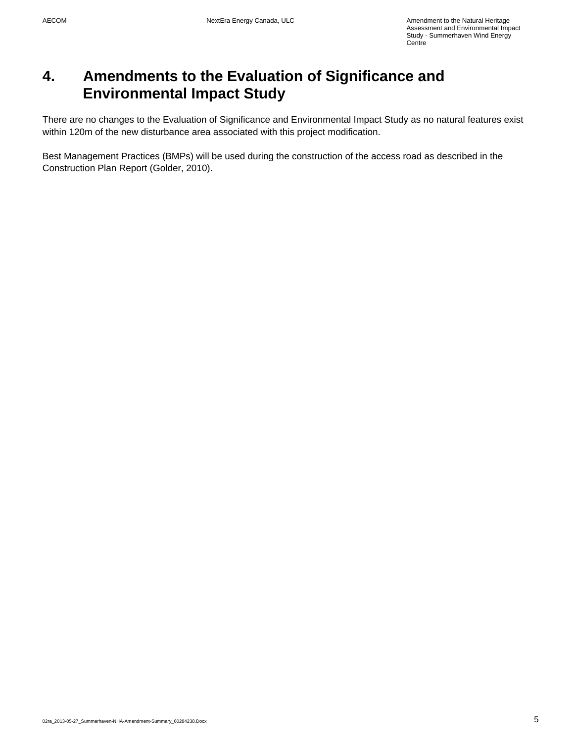# 4. Amendments to the Evaluation of Significance and Environmental Impact Study

There are no changes to the Evaluation of Significance and Environmental Impact Study as no natural features exist within 120m of the new disturbance area associated with this project modification.

Best Management Practices (BMPs) will be used during the construction of the access road as described in the Construction Plan Report (Golder, 2010).